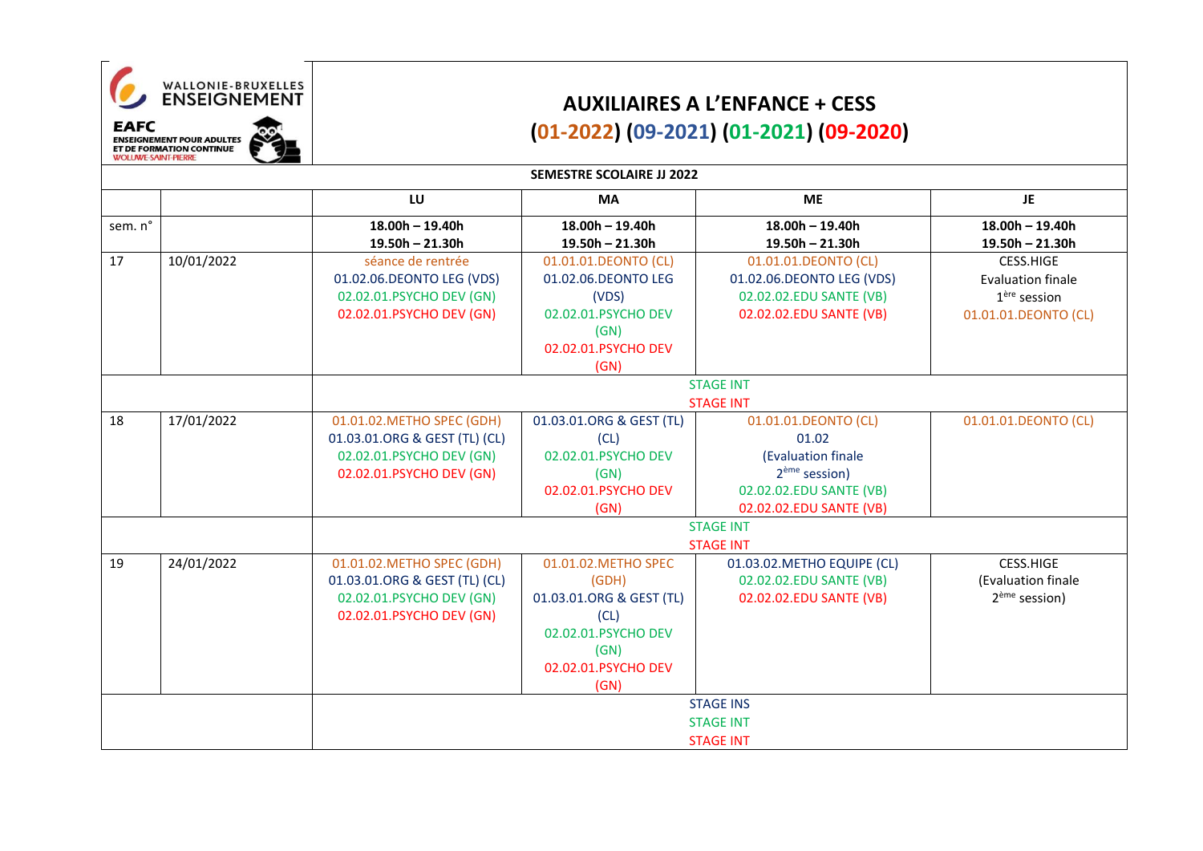WALLONIE-BRUXELLES ENSEIGNEMENT

EAFC ENSEIGNEMENT POUR ADULTES ET DE FORMATION CONTINUE WOLUWE-SAINT-PIERRE

# AUXILIAIRES A L'ENFANCE + CESS

## (01-2022) (09-2021) (01-2021) (09-2020)

| SEMESTRE SCOLAIRE JJ 2022 | | | | | |
|---|---|---|---|---|---|
| | | **LU** | **MA** | **ME** | **JE** |
| sem. n° | | **18.00h – 19.40h** **19.50h – 21.30h** | **18.00h – 19.40h** **19.50h – 21.30h** | **18.00h – 19.40h** **19.50h – 21.30h** | **18.00h – 19.40h** **19.50h – 21.30h** |
| 17 | 10/01/2022 | séance de rentrée<br>01.02.06.DEONTO LEG (VDS)<br>02.02.01.PSYCHO DEV (GN)<br>02.02.01.PSYCHO DEV (GN) | 01.01.01.DEONTO (CL)<br>01.02.06.DEONTO LEG (VDS)<br>02.02.01.PSYCHO DEV (GN)<br>02.02.01.PSYCHO DEV (GN) | 01.01.01.DEONTO (CL)<br>01.02.06.DEONTO LEG (VDS)<br>02.02.02.EDU SANTE (VB)<br>02.02.02.EDU SANTE (VB) | CESS.HIGE<br>Evaluation finale<br>1ère session<br>01.01.01.DEONTO (CL) |
| | | STAGE INT<br>STAGE INT | | | |
| 18 | 17/01/2022 | 01.01.02.METHO SPEC (GDH)<br>01.03.01.ORG & GEST (TL) (CL)<br>02.02.01.PSYCHO DEV (GN)<br>02.02.01.PSYCHO DEV (GN) | 01.03.01.ORG & GEST (TL) (CL)<br>02.02.01.PSYCHO DEV (GN)<br>02.02.01.PSYCHO DEV (GN) | 01.01.01.DEONTO (CL)<br>01.02<br>(Evaluation finale<br>2ème session)<br>02.02.02.EDU SANTE (VB)<br>02.02.02.EDU SANTE (VB) | 01.01.01.DEONTO (CL) |
| | | STAGE INT<br>STAGE INT | | | |
| 19 | 24/01/2022 | 01.01.02.METHO SPEC (GDH)<br>01.03.01.ORG & GEST (TL) (CL)<br>02.02.01.PSYCHO DEV (GN)<br>02.02.01.PSYCHO DEV (GN) | 01.01.02.METHO SPEC (GDH)<br>01.03.01.ORG & GEST (TL) (CL)<br>02.02.01.PSYCHO DEV (GN)<br>02.02.01.PSYCHO DEV (GN) | 01.03.02.METHO EQUIPE (CL)<br>02.02.02.EDU SANTE (VB)<br>02.02.02.EDU SANTE (VB) | CESS.HIGE<br>(Evaluation finale<br>2ème session) |
| | | STAGE INS<br>STAGE INT<br>STAGE INT | | | |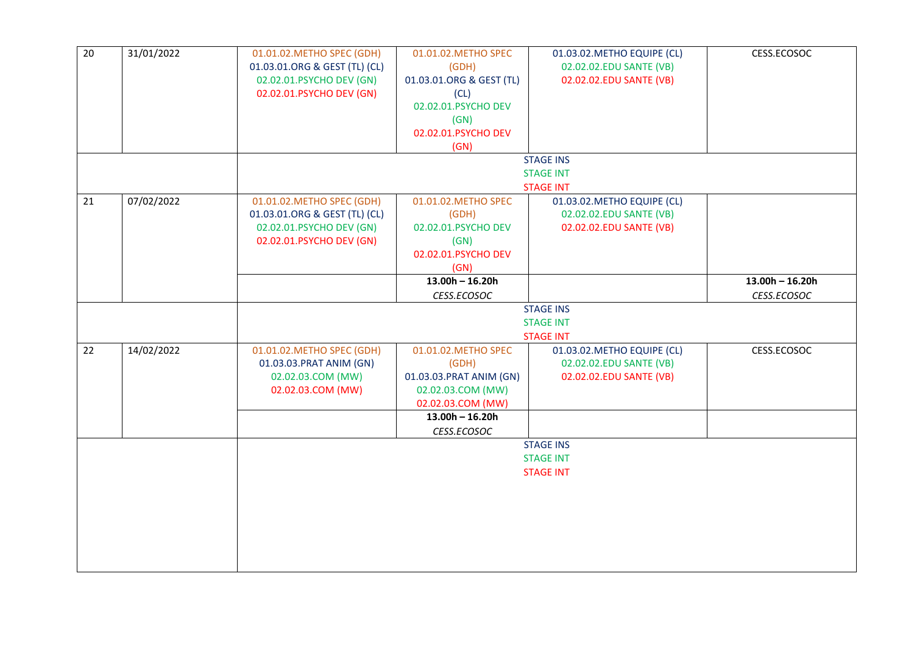| | | | | | |
|---|---|---|---|---|---|
| 20 | 31/01/2022 | 01.01.02.METHO SPEC (GDH)<br>01.03.01.ORG & GEST (TL) (CL)<br>02.02.01.PSYCHO DEV (GN)<br>02.02.01.PSYCHO DEV (GN) | 01.01.02.METHO SPEC (GDH)<br>01.03.01.ORG & GEST (TL) (CL)<br>02.02.01.PSYCHO DEV (GN)<br>02.02.01.PSYCHO DEV (GN) | 01.03.02.METHO EQUIPE (CL)<br>02.02.02.EDU SANTE (VB)<br>02.02.02.EDU SANTE (VB) | CESS.ECOSOC |
| | | STAGE INS<br>STAGE INT<br>STAGE INT | | | |
| 21 | 07/02/2022 | 01.01.02.METHO SPEC (GDH)<br>01.03.01.ORG & GEST (TL) (CL)<br>02.02.01.PSYCHO DEV (GN)<br>02.02.01.PSYCHO DEV (GN) | 01.01.02.METHO SPEC (GDH)<br>02.02.01.PSYCHO DEV (GN)<br>02.02.01.PSYCHO DEV (GN) | 01.03.02.METHO EQUIPE (CL)<br>02.02.02.EDU SANTE (VB)<br>02.02.02.EDU SANTE (VB) | |
| | | | **13.00h – 16.20h**<br>*CESS.ECOSOC* | | **13.00h – 16.20h**<br>*CESS.ECOSOC* |
| | | STAGE INS<br>STAGE INT<br>STAGE INT | | | |
| 22 | 14/02/2022 | 01.01.02.METHO SPEC (GDH)<br>01.03.03.PRAT ANIM (GN)<br>02.02.03.COM (MW)<br>02.02.03.COM (MW) | 01.01.02.METHO SPEC (GDH)<br>01.03.03.PRAT ANIM (GN)<br>02.02.03.COM (MW)<br>02.02.03.COM (MW) | 01.03.02.METHO EQUIPE (CL)<br>02.02.02.EDU SANTE (VB)<br>02.02.02.EDU SANTE (VB) | CESS.ECOSOC |
| | | | **13.00h – 16.20h**<br>*CESS.ECOSOC* | | |
| | | STAGE INS<br>STAGE INT<br>STAGE INT | | | |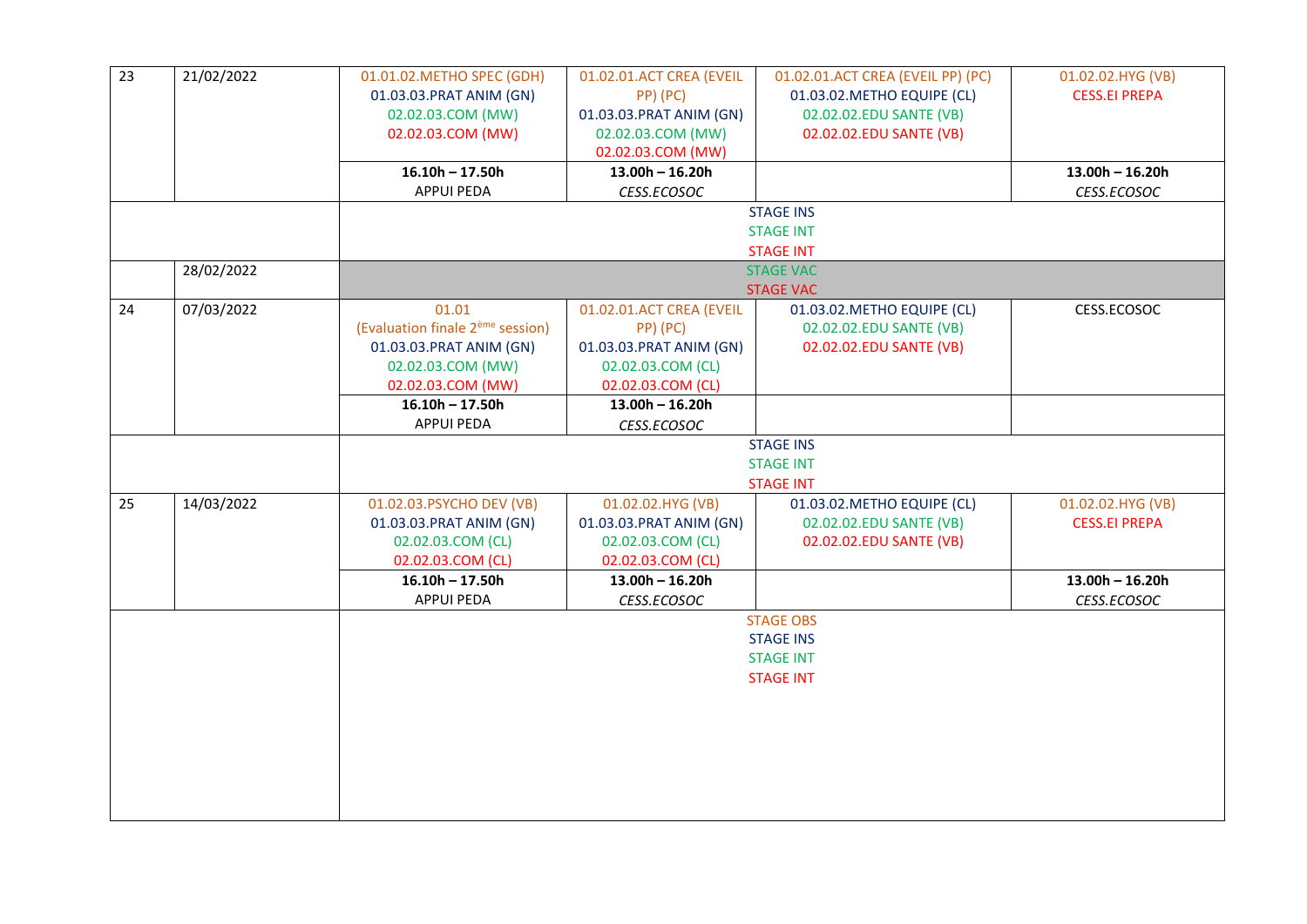| | | | | | |
|---|---|---|---|---|---|
| 23 | 21/02/2022 | 01.01.02.METHO SPEC (GDH)<br>01.03.03.PRAT ANIM (GN)<br>02.02.03.COM (MW)<br>02.02.03.COM (MW) | 01.02.01.ACT CREA (EVEIL PP) (PC)<br>01.03.03.PRAT ANIM (GN)<br>02.02.03.COM (MW)<br>02.02.03.COM (MW) | 01.02.01.ACT CREA (EVEIL PP) (PC)<br>01.03.02.METHO EQUIPE (CL)<br>02.02.02.EDU SANTE (VB)<br>02.02.02.EDU SANTE (VB) | 01.02.02.HYG (VB)<br>CESS.EI PREPA |
| | | **16.10h – 17.50h**<br>APPUI PEDA | **13.00h – 16.20h**<br>*CESS.ECOSOC* | | **13.00h – 16.20h**<br>*CESS.ECOSOC* |
| | | STAGE INS<br>STAGE INT<br>STAGE INT | | | |
| | 28/02/2022 | STAGE VAC<br>STAGE VAC | | | |
| 24 | 07/03/2022 | 01.01<br>(Evaluation finale 2ème session)<br>01.03.03.PRAT ANIM (GN)<br>02.02.03.COM (MW)<br>02.02.03.COM (MW) | 01.02.01.ACT CREA (EVEIL PP) (PC)<br>01.03.03.PRAT ANIM (GN)<br>02.02.03.COM (CL)<br>02.02.03.COM (CL) | 01.03.02.METHO EQUIPE (CL)<br>02.02.02.EDU SANTE (VB)<br>02.02.02.EDU SANTE (VB) | CESS.ECOSOC |
| | | **16.10h – 17.50h**<br>APPUI PEDA | **13.00h – 16.20h**<br>*CESS.ECOSOC* | | |
| | | STAGE INS<br>STAGE INT<br>STAGE INT | | | |
| 25 | 14/03/2022 | 01.02.03.PSYCHO DEV (VB)<br>01.03.03.PRAT ANIM (GN)<br>02.02.03.COM (CL)<br>02.02.03.COM (CL) | 01.02.02.HYG (VB)<br>01.03.03.PRAT ANIM (GN)<br>02.02.03.COM (CL)<br>02.02.03.COM (CL) | 01.03.02.METHO EQUIPE (CL)<br>02.02.02.EDU SANTE (VB)<br>02.02.02.EDU SANTE (VB) | 01.02.02.HYG (VB)<br>CESS.EI PREPA |
| | | **16.10h – 17.50h**<br>APPUI PEDA | **13.00h – 16.20h**<br>*CESS.ECOSOC* | | **13.00h – 16.20h**<br>*CESS.ECOSOC* |
| | | STAGE OBS<br>STAGE INS<br>STAGE INT<br>STAGE INT | | | |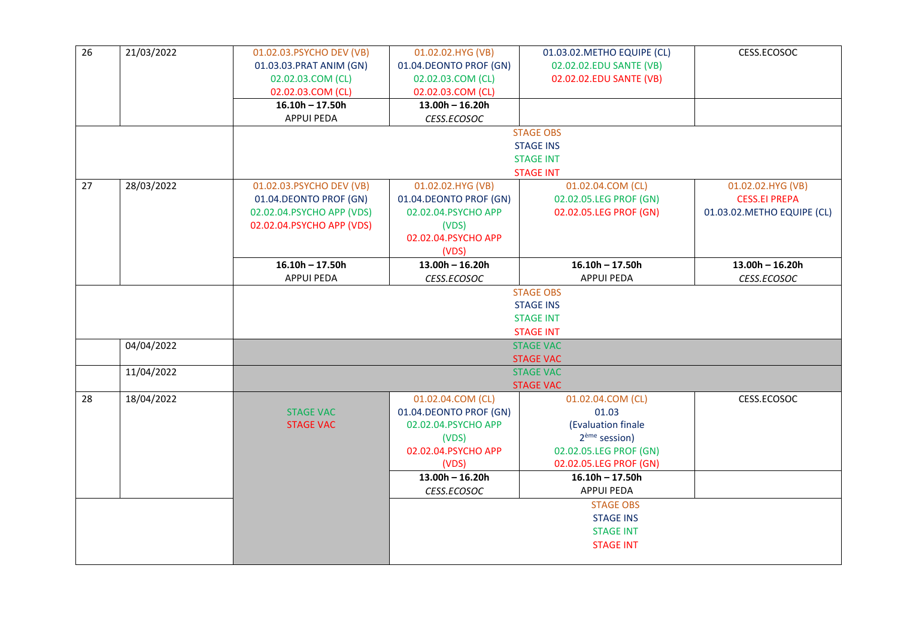| | | | | | |
|---|---|---|---|---|---|
| 26 | 21/03/2022 | 01.02.03.PSYCHO DEV (VB)<br>01.03.03.PRAT ANIM (GN)<br>02.02.03.COM (CL)<br>02.02.03.COM (CL) | 01.02.02.HYG (VB)<br>01.04.DEONTO PROF (GN)<br>02.02.03.COM (CL)<br>02.02.03.COM (CL) | 01.03.02.METHO EQUIPE (CL)<br>02.02.02.EDU SANTE (VB)<br>02.02.02.EDU SANTE (VB) | CESS.ECOSOC |
| | | **16.10h – 17.50h**<br>APPUI PEDA | **13.00h – 16.20h**<br>*CESS.ECOSOC* | | |
| | | STAGE OBS<br>STAGE INS<br>STAGE INT<br>STAGE INT | | | |
| 27 | 28/03/2022 | 01.02.03.PSYCHO DEV (VB)<br>01.04.DEONTO PROF (GN)<br>02.02.04.PSYCHO APP (VDS)<br>02.02.04.PSYCHO APP (VDS) | 01.02.02.HYG (VB)<br>01.04.DEONTO PROF (GN)<br>02.02.04.PSYCHO APP (VDS)<br>02.02.04.PSYCHO APP (VDS) | 01.02.04.COM (CL)<br>02.02.05.LEG PROF (GN)<br>02.02.05.LEG PROF (GN) | 01.02.02.HYG (VB)<br>CESS.EI PREPA<br>01.03.02.METHO EQUIPE (CL) |
| | | **16.10h – 17.50h**<br>APPUI PEDA | **13.00h – 16.20h**<br>*CESS.ECOSOC* | **16.10h – 17.50h**<br>APPUI PEDA | **13.00h – 16.20h**<br>*CESS.ECOSOC* |
| | | STAGE OBS<br>STAGE INS<br>STAGE INT<br>STAGE INT | | | |
| | 04/04/2022 | STAGE VAC<br>STAGE VAC | | | |
| | 11/04/2022 | STAGE VAC<br>STAGE VAC | | | |
| 28 | 18/04/2022 | STAGE VAC<br>STAGE VAC | 01.02.04.COM (CL)<br>01.04.DEONTO PROF (GN)<br>02.02.04.PSYCHO APP (VDS)<br>02.02.04.PSYCHO APP (VDS) | 01.02.04.COM (CL)<br>01.03<br>(Evaluation finale 2ème session)<br>02.02.05.LEG PROF (GN)<br>02.02.05.LEG PROF (GN) | CESS.ECOSOC |
| | | | **13.00h – 16.20h**<br>*CESS.ECOSOC* | **16.10h – 17.50h**<br>APPUI PEDA | |
| | | | STAGE OBS<br>STAGE INS<br>STAGE INT<br>STAGE INT | | |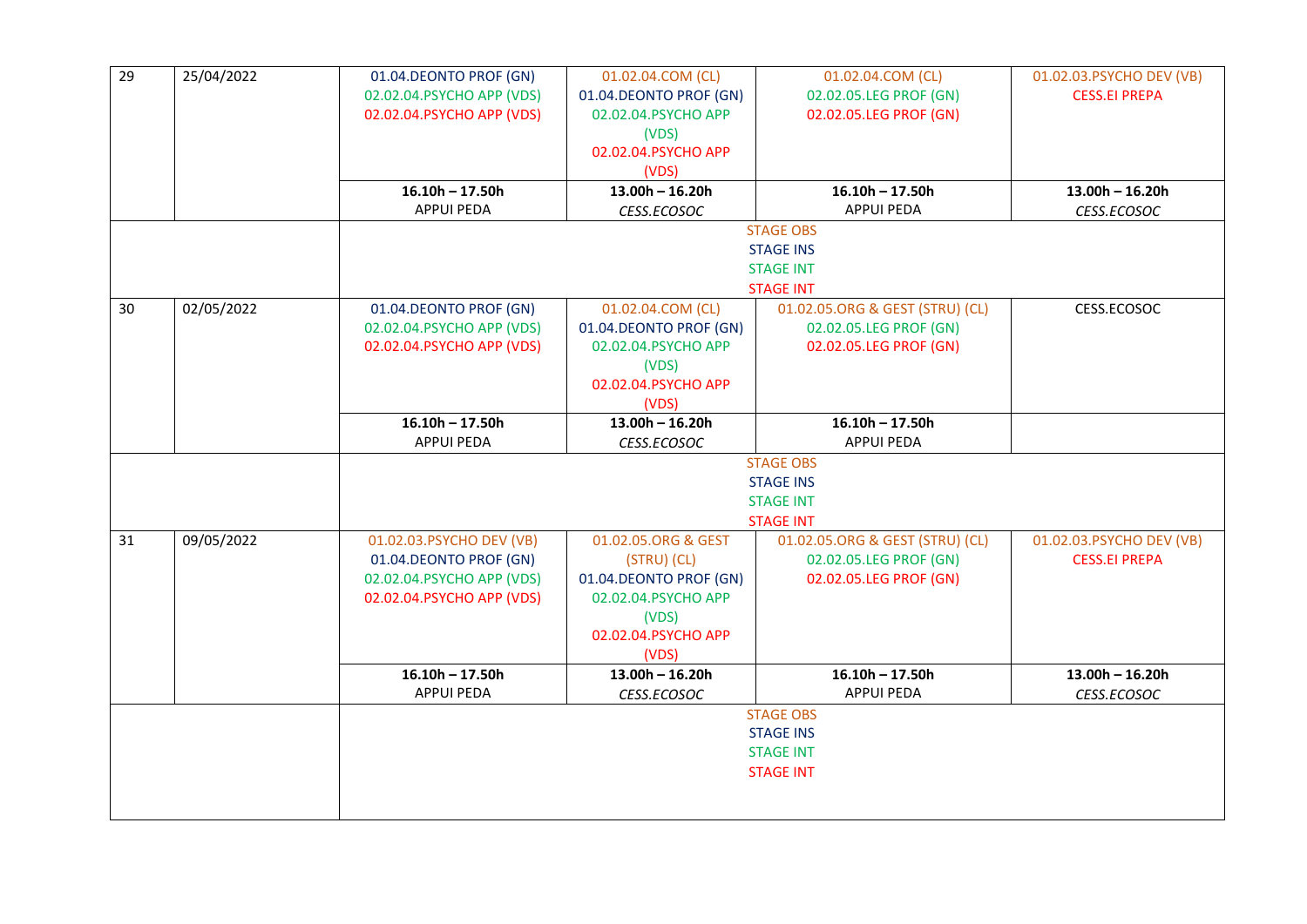| | | | | | |
|---|---|---|---|---|---|
| 29 | 25/04/2022 | 01.04.DEONTO PROF (GN)<br>02.02.04.PSYCHO APP (VDS)<br>02.02.04.PSYCHO APP (VDS) | 01.02.04.COM (CL)<br>01.04.DEONTO PROF (GN)<br>02.02.04.PSYCHO APP (VDS)<br>02.02.04.PSYCHO APP (VDS) | 01.02.04.COM (CL)<br>02.02.05.LEG PROF (GN)<br>02.02.05.LEG PROF (GN) | 01.02.03.PSYCHO DEV (VB)<br>CESS.EI PREPA |
| | | **16.10h – 17.50h**<br>APPUI PEDA | **13.00h – 16.20h**<br>*CESS.ECOSOC* | **16.10h – 17.50h**<br>APPUI PEDA | **13.00h – 16.20h**<br>*CESS.ECOSOC* |
| | | STAGE OBS<br>STAGE INS<br>STAGE INT<br>STAGE INT | | | |
| 30 | 02/05/2022 | 01.04.DEONTO PROF (GN)<br>02.02.04.PSYCHO APP (VDS)<br>02.02.04.PSYCHO APP (VDS) | 01.02.04.COM (CL)<br>01.04.DEONTO PROF (GN)<br>02.02.04.PSYCHO APP (VDS)<br>02.02.04.PSYCHO APP (VDS) | 01.02.05.ORG & GEST (STRU) (CL)<br>02.02.05.LEG PROF (GN)<br>02.02.05.LEG PROF (GN) | CESS.ECOSOC |
| | | **16.10h – 17.50h**<br>APPUI PEDA | **13.00h – 16.20h**<br>*CESS.ECOSOC* | **16.10h – 17.50h**<br>APPUI PEDA | |
| | | STAGE OBS<br>STAGE INS<br>STAGE INT<br>STAGE INT | | | |
| 31 | 09/05/2022 | 01.02.03.PSYCHO DEV (VB)<br>01.04.DEONTO PROF (GN)<br>02.02.04.PSYCHO APP (VDS)<br>02.02.04.PSYCHO APP (VDS) | 01.02.05.ORG & GEST (STRU) (CL)<br>01.04.DEONTO PROF (GN)<br>02.02.04.PSYCHO APP (VDS)<br>02.02.04.PSYCHO APP (VDS) | 01.02.05.ORG & GEST (STRU) (CL)<br>02.02.05.LEG PROF (GN)<br>02.02.05.LEG PROF (GN) | 01.02.03.PSYCHO DEV (VB)<br>CESS.EI PREPA |
| | | **16.10h – 17.50h**<br>APPUI PEDA | **13.00h – 16.20h**<br>*CESS.ECOSOC* | **16.10h – 17.50h**<br>APPUI PEDA | **13.00h – 16.20h**<br>*CESS.ECOSOC* |
| | | STAGE OBS<br>STAGE INS<br>STAGE INT<br>STAGE INT | | | |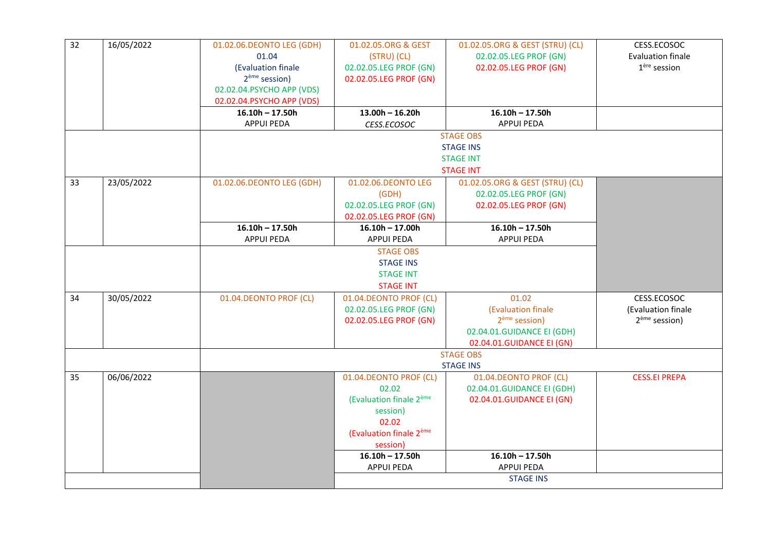| | | | | | |
|---|---|---|---|---|---|
| 32 | 16/05/2022 | 01.02.06.DEONTO LEG (GDH) 01.04 (Evaluation finale 2ème session) 02.02.04.PSYCHO APP (VDS) 02.02.04.PSYCHO APP (VDS) | 01.02.05.ORG & GEST (STRU) (CL) 02.02.05.LEG PROF (GN) 02.02.05.LEG PROF (GN) | 01.02.05.ORG & GEST (STRU) (CL) 02.02.05.LEG PROF (GN) 02.02.05.LEG PROF (GN) | CESS.ECOSOC Evaluation finale 1ère session |
| | | **16.10h – 17.50h** APPUI PEDA | **13.00h – 16.20h** *CESS.ECOSOC* | **16.10h – 17.50h** APPUI PEDA | |
| | | STAGE OBS STAGE INS STAGE INT STAGE INT | | | |
| 33 | 23/05/2022 | 01.02.06.DEONTO LEG (GDH) | 01.02.06.DEONTO LEG (GDH) 02.02.05.LEG PROF (GN) 02.02.05.LEG PROF (GN) | 01.02.05.ORG & GEST (STRU) (CL) 02.02.05.LEG PROF (GN) 02.02.05.LEG PROF (GN) | |
| | | **16.10h – 17.50h** APPUI PEDA | **16.10h – 17.00h** APPUI PEDA | **16.10h – 17.50h** APPUI PEDA | |
| | | STAGE OBS STAGE INS STAGE INT STAGE INT | | | |
| 34 | 30/05/2022 | 01.04.DEONTO PROF (CL) | 01.04.DEONTO PROF (CL) 02.02.05.LEG PROF (GN) 02.02.05.LEG PROF (GN) | 01.02 (Evaluation finale 2ème session) 02.04.01.GUIDANCE EI (GDH) 02.04.01.GUIDANCE EI (GN) | CESS.ECOSOC (Evaluation finale 2ème session) |
| | | STAGE OBS STAGE INS | | | |
| 35 | 06/06/2022 | | 01.04.DEONTO PROF (CL) 02.02 (Evaluation finale 2ème session) 02.02 (Evaluation finale 2ème session) | 01.04.DEONTO PROF (CL) 02.04.01.GUIDANCE EI (GDH) 02.04.01.GUIDANCE EI (GN) | CESS.EI PREPA |
| | | | **16.10h – 17.50h** APPUI PEDA | **16.10h – 17.50h** APPUI PEDA | |
| | | | STAGE INS | | |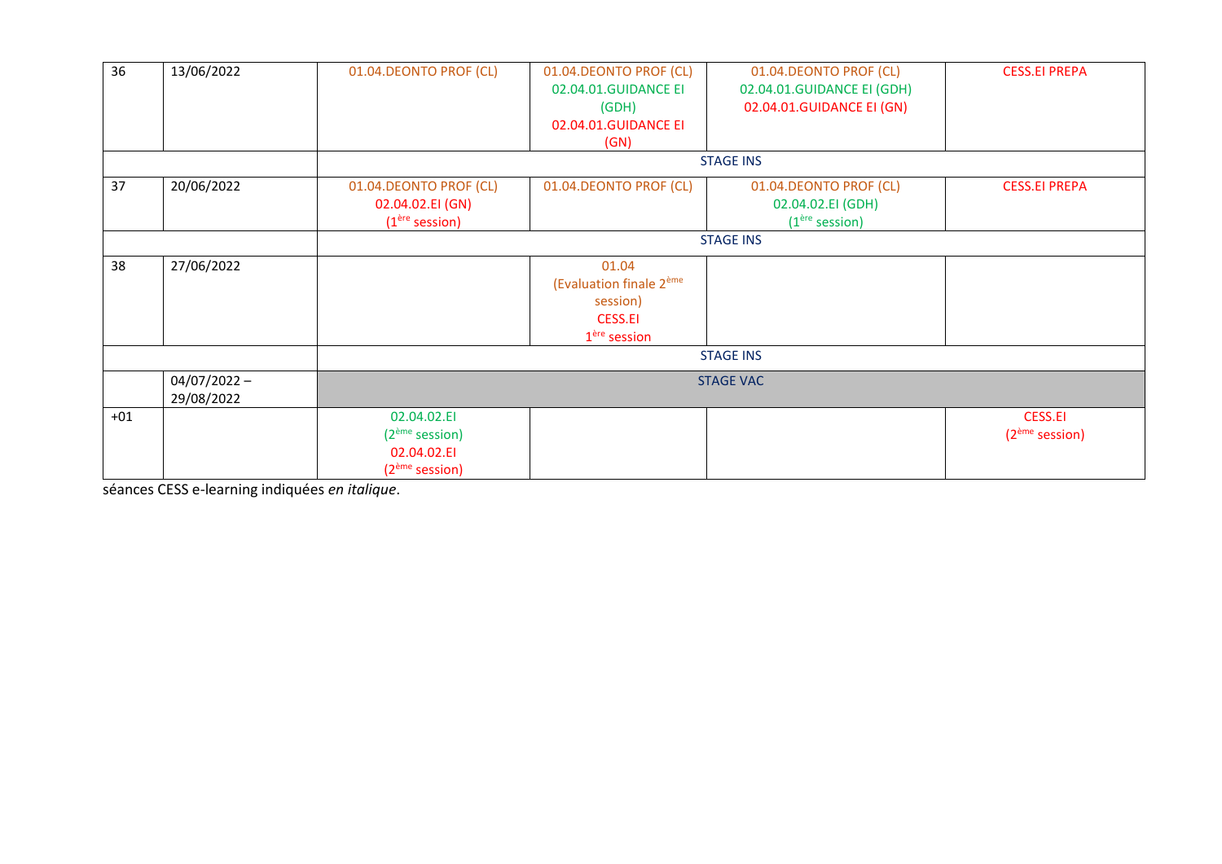| | | | | | |
|---|---|---|---|---|---|
| 36 | 13/06/2022 | 01.04.DEONTO PROF (CL) | 01.04.DEONTO PROF (CL)<br>02.04.01.GUIDANCE EI (GDH)<br>02.04.01.GUIDANCE EI (GN) | 01.04.DEONTO PROF (CL)<br>02.04.01.GUIDANCE EI (GDH)<br>02.04.01.GUIDANCE EI (GN) | CESS.EI PREPA |
| | | STAGE INS | | | |
| 37 | 20/06/2022 | 01.04.DEONTO PROF (CL)<br>02.04.02.EI (GN)<br>(1ère session) | 01.04.DEONTO PROF (CL) | 01.04.DEONTO PROF (CL)<br>02.04.02.EI (GDH)<br>(1ère session) | CESS.EI PREPA |
| | | STAGE INS | | | |
| 38 | 27/06/2022 | | 01.04<br>(Evaluation finale 2ème session)<br>CESS.EI<br>1ère session | | |
| | | STAGE INS | | | |
| | 04/07/2022 – 29/08/2022 | STAGE VAC | | | |
| +01 | | 02.04.02.EI<br>(2ème session)<br>02.04.02.EI<br>(2ème session) | | | CESS.EI<br>(2ème session) |

séances CESS e-learning indiquées *en italique*.